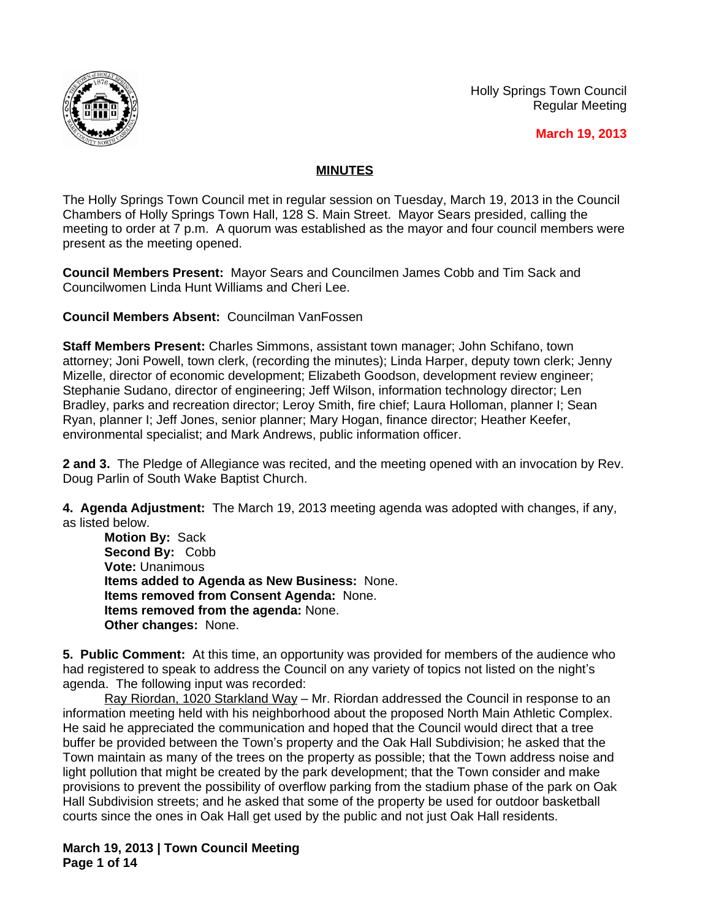Holly Springs Town Council
Regular Meeting

**March 19, 2013**

## MINUTES

The Holly Springs Town Council met in regular session on Tuesday, March 19, 2013 in the Council Chambers of Holly Springs Town Hall, 128 S. Main Street. Mayor Sears presided, calling the meeting to order at 7 p.m. A quorum was established as the mayor and four council members were present as the meeting opened.

**Council Members Present:** Mayor Sears and Councilmen James Cobb and Tim Sack and Councilwomen Linda Hunt Williams and Cheri Lee.

**Council Members Absent:** Councilman VanFossen

**Staff Members Present:** Charles Simmons, assistant town manager; John Schifano, town attorney; Joni Powell, town clerk, (recording the minutes); Linda Harper, deputy town clerk; Jenny Mizelle, director of economic development; Elizabeth Goodson, development review engineer; Stephanie Sudano, director of engineering; Jeff Wilson, information technology director; Len Bradley, parks and recreation director; Leroy Smith, fire chief; Laura Holloman, planner I; Sean Ryan, planner I; Jeff Jones, senior planner; Mary Hogan, finance director; Heather Keefer, environmental specialist; and Mark Andrews, public information officer.

**2 and 3.** The Pledge of Allegiance was recited, and the meeting opened with an invocation by Rev. Doug Parlin of South Wake Baptist Church.

**4. Agenda Adjustment:** The March 19, 2013 meeting agenda was adopted with changes, if any, as listed below.

**Motion By:** Sack
**Second By:** Cobb
**Vote:** Unanimous
**Items added to Agenda as New Business:** None.
**Items removed from Consent Agenda:** None.
**Items removed from the agenda:** None.
**Other changes:** None.

**5. Public Comment:** At this time, an opportunity was provided for members of the audience who had registered to speak to address the Council on any variety of topics not listed on the night's agenda. The following input was recorded:

Ray Riordan, 1020 Starkland Way – Mr. Riordan addressed the Council in response to an information meeting held with his neighborhood about the proposed North Main Athletic Complex. He said he appreciated the communication and hoped that the Council would direct that a tree buffer be provided between the Town's property and the Oak Hall Subdivision; he asked that the Town maintain as many of the trees on the property as possible; that the Town address noise and light pollution that might be created by the park development; that the Town consider and make provisions to prevent the possibility of overflow parking from the stadium phase of the park on Oak Hall Subdivision streets; and he asked that some of the property be used for outdoor basketball courts since the ones in Oak Hall get used by the public and not just Oak Hall residents.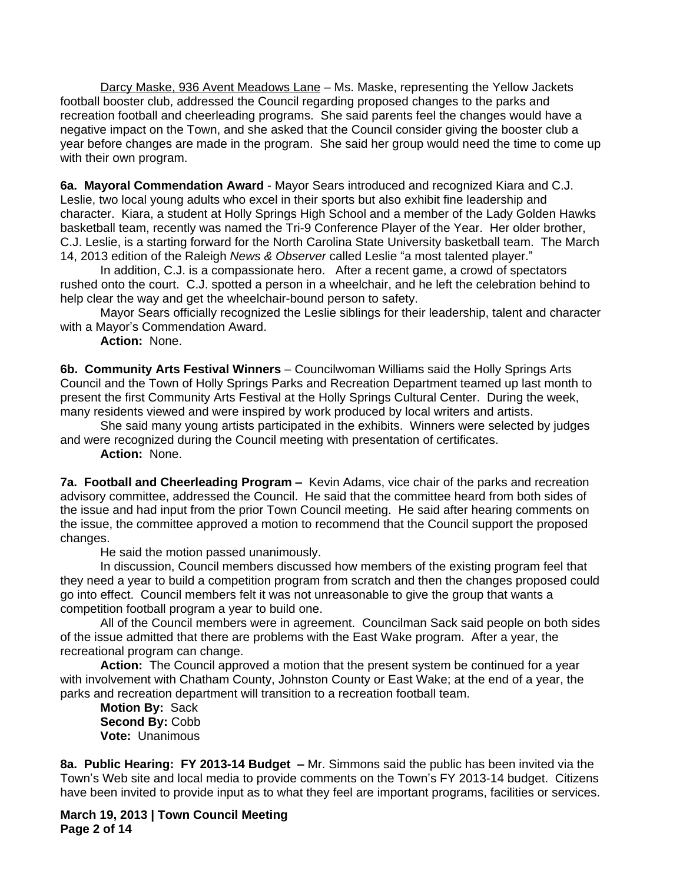Darcy Maske, 936 Avent Meadows Lane – Ms. Maske, representing the Yellow Jackets football booster club, addressed the Council regarding proposed changes to the parks and recreation football and cheerleading programs. She said parents feel the changes would have a negative impact on the Town, and she asked that the Council consider giving the booster club a year before changes are made in the program. She said her group would need the time to come up with their own program.

**6a. Mayoral Commendation Award** - Mayor Sears introduced and recognized Kiara and C.J. Leslie, two local young adults who excel in their sports but also exhibit fine leadership and character. Kiara, a student at Holly Springs High School and a member of the Lady Golden Hawks basketball team, recently was named the Tri-9 Conference Player of the Year. Her older brother, C.J. Leslie, is a starting forward for the North Carolina State University basketball team. The March 14, 2013 edition of the Raleigh *News & Observer* called Leslie "a most talented player."

In addition, C.J. is a compassionate hero. After a recent game, a crowd of spectators rushed onto the court. C.J. spotted a person in a wheelchair, and he left the celebration behind to help clear the way and get the wheelchair-bound person to safety.

Mayor Sears officially recognized the Leslie siblings for their leadership, talent and character with a Mayor's Commendation Award.

**Action:** None.

**6b. Community Arts Festival Winners** – Councilwoman Williams said the Holly Springs Arts Council and the Town of Holly Springs Parks and Recreation Department teamed up last month to present the first Community Arts Festival at the Holly Springs Cultural Center. During the week, many residents viewed and were inspired by work produced by local writers and artists.

She said many young artists participated in the exhibits. Winners were selected by judges and were recognized during the Council meeting with presentation of certificates.

**Action:** None.

**7a. Football and Cheerleading Program –** Kevin Adams, vice chair of the parks and recreation advisory committee, addressed the Council. He said that the committee heard from both sides of the issue and had input from the prior Town Council meeting. He said after hearing comments on the issue, the committee approved a motion to recommend that the Council support the proposed changes.

He said the motion passed unanimously.

In discussion, Council members discussed how members of the existing program feel that they need a year to build a competition program from scratch and then the changes proposed could go into effect. Council members felt it was not unreasonable to give the group that wants a competition football program a year to build one.

All of the Council members were in agreement. Councilman Sack said people on both sides of the issue admitted that there are problems with the East Wake program. After a year, the recreational program can change.

**Action:** The Council approved a motion that the present system be continued for a year with involvement with Chatham County, Johnston County or East Wake; at the end of a year, the parks and recreation department will transition to a recreation football team.

**Motion By:** Sack
**Second By:** Cobb
**Vote:** Unanimous

**8a. Public Hearing: FY 2013-14 Budget –** Mr. Simmons said the public has been invited via the Town's Web site and local media to provide comments on the Town's FY 2013-14 budget. Citizens have been invited to provide input as to what they feel are important programs, facilities or services.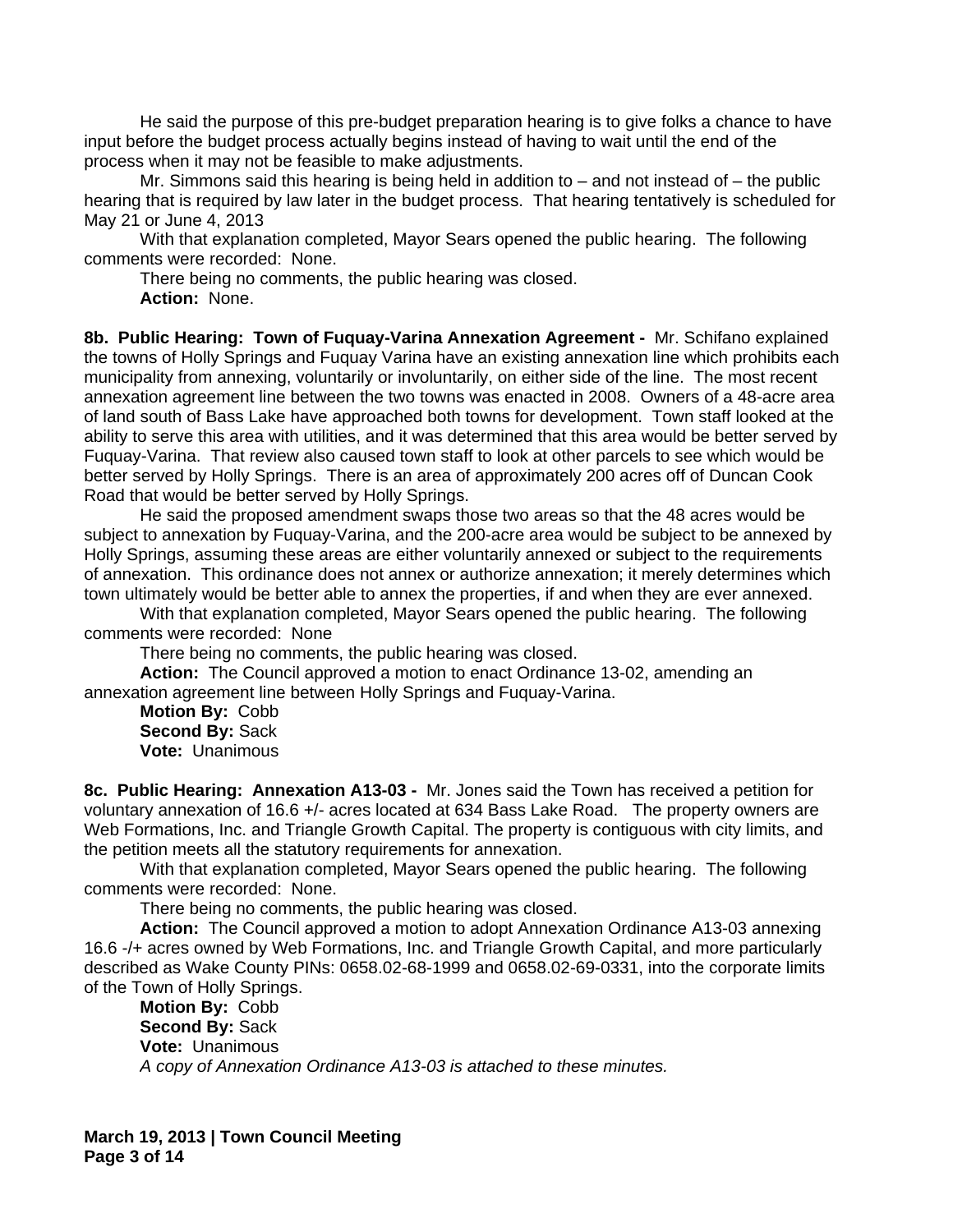He said the purpose of this pre-budget preparation hearing is to give folks a chance to have input before the budget process actually begins instead of having to wait until the end of the process when it may not be feasible to make adjustments.

Mr. Simmons said this hearing is being held in addition to – and not instead of – the public hearing that is required by law later in the budget process. That hearing tentatively is scheduled for May 21 or June 4, 2013

With that explanation completed, Mayor Sears opened the public hearing. The following comments were recorded: None.

There being no comments, the public hearing was closed.

**Action:** None.

**8b. Public Hearing: Town of Fuquay-Varina Annexation Agreement -** Mr. Schifano explained the towns of Holly Springs and Fuquay Varina have an existing annexation line which prohibits each municipality from annexing, voluntarily or involuntarily, on either side of the line. The most recent annexation agreement line between the two towns was enacted in 2008. Owners of a 48-acre area of land south of Bass Lake have approached both towns for development. Town staff looked at the ability to serve this area with utilities, and it was determined that this area would be better served by Fuquay-Varina. That review also caused town staff to look at other parcels to see which would be better served by Holly Springs. There is an area of approximately 200 acres off of Duncan Cook Road that would be better served by Holly Springs.

He said the proposed amendment swaps those two areas so that the 48 acres would be subject to annexation by Fuquay-Varina, and the 200-acre area would be subject to be annexed by Holly Springs, assuming these areas are either voluntarily annexed or subject to the requirements of annexation. This ordinance does not annex or authorize annexation; it merely determines which town ultimately would be better able to annex the properties, if and when they are ever annexed.

With that explanation completed, Mayor Sears opened the public hearing. The following comments were recorded: None

There being no comments, the public hearing was closed.

**Action:** The Council approved a motion to enact Ordinance 13-02, amending an annexation agreement line between Holly Springs and Fuquay-Varina.

**Motion By:** Cobb
**Second By:** Sack
**Vote:** Unanimous

**8c. Public Hearing: Annexation A13-03 -** Mr. Jones said the Town has received a petition for voluntary annexation of 16.6 +/- acres located at 634 Bass Lake Road. The property owners are Web Formations, Inc. and Triangle Growth Capital. The property is contiguous with city limits, and the petition meets all the statutory requirements for annexation.

With that explanation completed, Mayor Sears opened the public hearing. The following comments were recorded: None.

There being no comments, the public hearing was closed.

**Action:** The Council approved a motion to adopt Annexation Ordinance A13-03 annexing 16.6 -/+ acres owned by Web Formations, Inc. and Triangle Growth Capital, and more particularly described as Wake County PINs: 0658.02-68-1999 and 0658.02-69-0331, into the corporate limits of the Town of Holly Springs.

**Motion By:** Cobb
**Second By:** Sack
**Vote:** Unanimous
*A copy of Annexation Ordinance A13-03 is attached to these minutes.*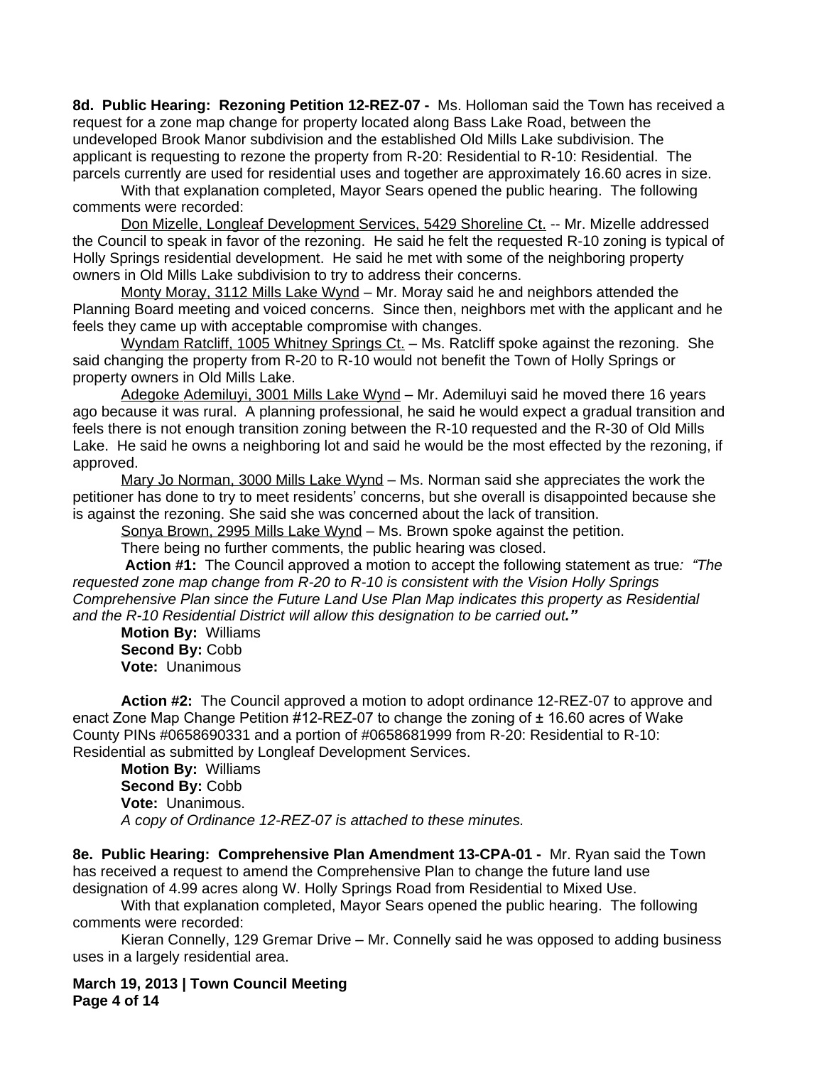**8d. Public Hearing: Rezoning Petition 12-REZ-07 -** Ms. Holloman said the Town has received a request for a zone map change for property located along Bass Lake Road, between the undeveloped Brook Manor subdivision and the established Old Mills Lake subdivision. The applicant is requesting to rezone the property from R-20: Residential to R-10: Residential. The parcels currently are used for residential uses and together are approximately 16.60 acres in size.

With that explanation completed, Mayor Sears opened the public hearing. The following comments were recorded:

Don Mizelle, Longleaf Development Services, 5429 Shoreline Ct. -- Mr. Mizelle addressed the Council to speak in favor of the rezoning. He said he felt the requested R-10 zoning is typical of Holly Springs residential development. He said he met with some of the neighboring property owners in Old Mills Lake subdivision to try to address their concerns.

Monty Moray, 3112 Mills Lake Wynd – Mr. Moray said he and neighbors attended the Planning Board meeting and voiced concerns. Since then, neighbors met with the applicant and he feels they came up with acceptable compromise with changes.

Wyndam Ratcliff, 1005 Whitney Springs Ct. – Ms. Ratcliff spoke against the rezoning. She said changing the property from R-20 to R-10 would not benefit the Town of Holly Springs or property owners in Old Mills Lake.

Adegoke Ademiluyi, 3001 Mills Lake Wynd – Mr. Ademiluyi said he moved there 16 years ago because it was rural. A planning professional, he said he would expect a gradual transition and feels there is not enough transition zoning between the R-10 requested and the R-30 of Old Mills Lake. He said he owns a neighboring lot and said he would be the most effected by the rezoning, if approved.

Mary Jo Norman, 3000 Mills Lake Wynd – Ms. Norman said she appreciates the work the petitioner has done to try to meet residents' concerns, but she overall is disappointed because she is against the rezoning. She said she was concerned about the lack of transition.

Sonya Brown, 2995 Mills Lake Wynd – Ms. Brown spoke against the petition.

There being no further comments, the public hearing was closed.

**Action #1:** The Council approved a motion to accept the following statement as true*: "The requested zone map change from R-20 to R-10 is consistent with the Vision Holly Springs Comprehensive Plan since the Future Land Use Plan Map indicates this property as Residential and the R-10 Residential District will allow this designation to be carried out."*

**Motion By:** Williams
**Second By:** Cobb
**Vote:** Unanimous

**Action #2:** The Council approved a motion to adopt ordinance 12-REZ-07 to approve and enact Zone Map Change Petition #12-REZ-07 to change the zoning of ± 16.60 acres of Wake County PINs #0658690331 and a portion of #0658681999 from R-20: Residential to R-10: Residential as submitted by Longleaf Development Services.

**Motion By:** Williams
**Second By:** Cobb
**Vote:** Unanimous.
*A copy of Ordinance 12-REZ-07 is attached to these minutes.*

**8e. Public Hearing: Comprehensive Plan Amendment 13-CPA-01 -** Mr. Ryan said the Town has received a request to amend the Comprehensive Plan to change the future land use designation of 4.99 acres along W. Holly Springs Road from Residential to Mixed Use.

With that explanation completed, Mayor Sears opened the public hearing. The following comments were recorded:

Kieran Connelly, 129 Gremar Drive – Mr. Connelly said he was opposed to adding business uses in a largely residential area.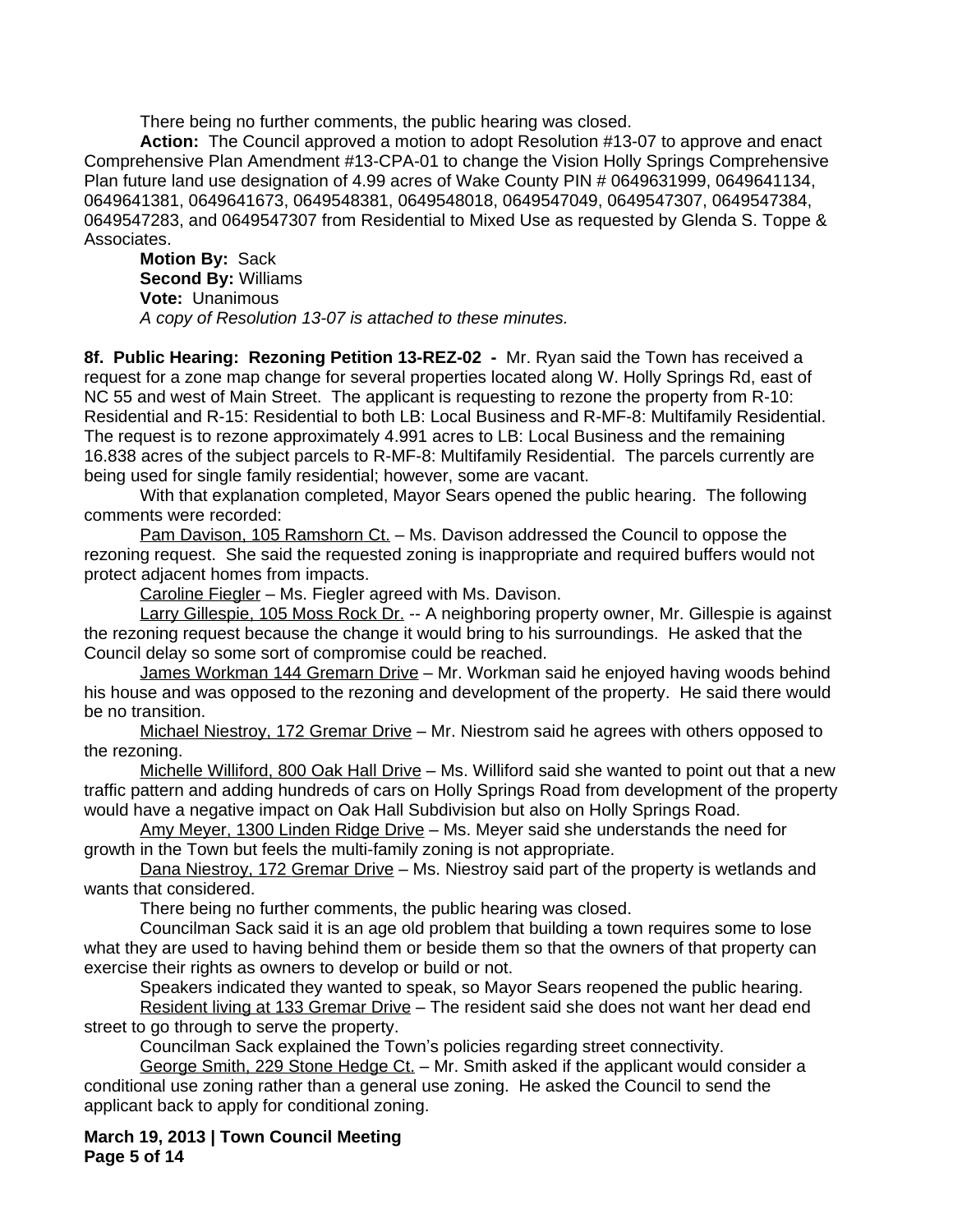There being no further comments, the public hearing was closed.

**Action:** The Council approved a motion to adopt Resolution #13-07 to approve and enact Comprehensive Plan Amendment #13-CPA-01 to change the Vision Holly Springs Comprehensive Plan future land use designation of 4.99 acres of Wake County PIN # 0649631999, 0649641134, 0649641381, 0649641673, 0649548381, 0649548018, 0649547049, 0649547307, 0649547384, 0649547283, and 0649547307 from Residential to Mixed Use as requested by Glenda S. Toppe & Associates.

**Motion By:** Sack
**Second By:** Williams
**Vote:** Unanimous
*A copy of Resolution 13-07 is attached to these minutes.*

**8f. Public Hearing: Rezoning Petition 13-REZ-02 -** Mr. Ryan said the Town has received a request for a zone map change for several properties located along W. Holly Springs Rd, east of NC 55 and west of Main Street. The applicant is requesting to rezone the property from R-10: Residential and R-15: Residential to both LB: Local Business and R-MF-8: Multifamily Residential. The request is to rezone approximately 4.991 acres to LB: Local Business and the remaining 16.838 acres of the subject parcels to R-MF-8: Multifamily Residential. The parcels currently are being used for single family residential; however, some are vacant.

With that explanation completed, Mayor Sears opened the public hearing. The following comments were recorded:

Pam Davison, 105 Ramshorn Ct. – Ms. Davison addressed the Council to oppose the rezoning request. She said the requested zoning is inappropriate and required buffers would not protect adjacent homes from impacts.

Caroline Fiegler – Ms. Fiegler agreed with Ms. Davison.

Larry Gillespie, 105 Moss Rock Dr. -- A neighboring property owner, Mr. Gillespie is against the rezoning request because the change it would bring to his surroundings. He asked that the Council delay so some sort of compromise could be reached.

James Workman 144 Gremarn Drive – Mr. Workman said he enjoyed having woods behind his house and was opposed to the rezoning and development of the property. He said there would be no transition.

Michael Niestroy, 172 Gremar Drive – Mr. Niestrom said he agrees with others opposed to the rezoning.

Michelle Williford, 800 Oak Hall Drive – Ms. Williford said she wanted to point out that a new traffic pattern and adding hundreds of cars on Holly Springs Road from development of the property would have a negative impact on Oak Hall Subdivision but also on Holly Springs Road.

Amy Meyer, 1300 Linden Ridge Drive – Ms. Meyer said she understands the need for growth in the Town but feels the multi-family zoning is not appropriate.

Dana Niestroy, 172 Gremar Drive – Ms. Niestroy said part of the property is wetlands and wants that considered.

There being no further comments, the public hearing was closed.

Councilman Sack said it is an age old problem that building a town requires some to lose what they are used to having behind them or beside them so that the owners of that property can exercise their rights as owners to develop or build or not.

Speakers indicated they wanted to speak, so Mayor Sears reopened the public hearing.

Resident living at 133 Gremar Drive – The resident said she does not want her dead end street to go through to serve the property.

Councilman Sack explained the Town's policies regarding street connectivity.

George Smith, 229 Stone Hedge Ct. – Mr. Smith asked if the applicant would consider a conditional use zoning rather than a general use zoning. He asked the Council to send the applicant back to apply for conditional zoning.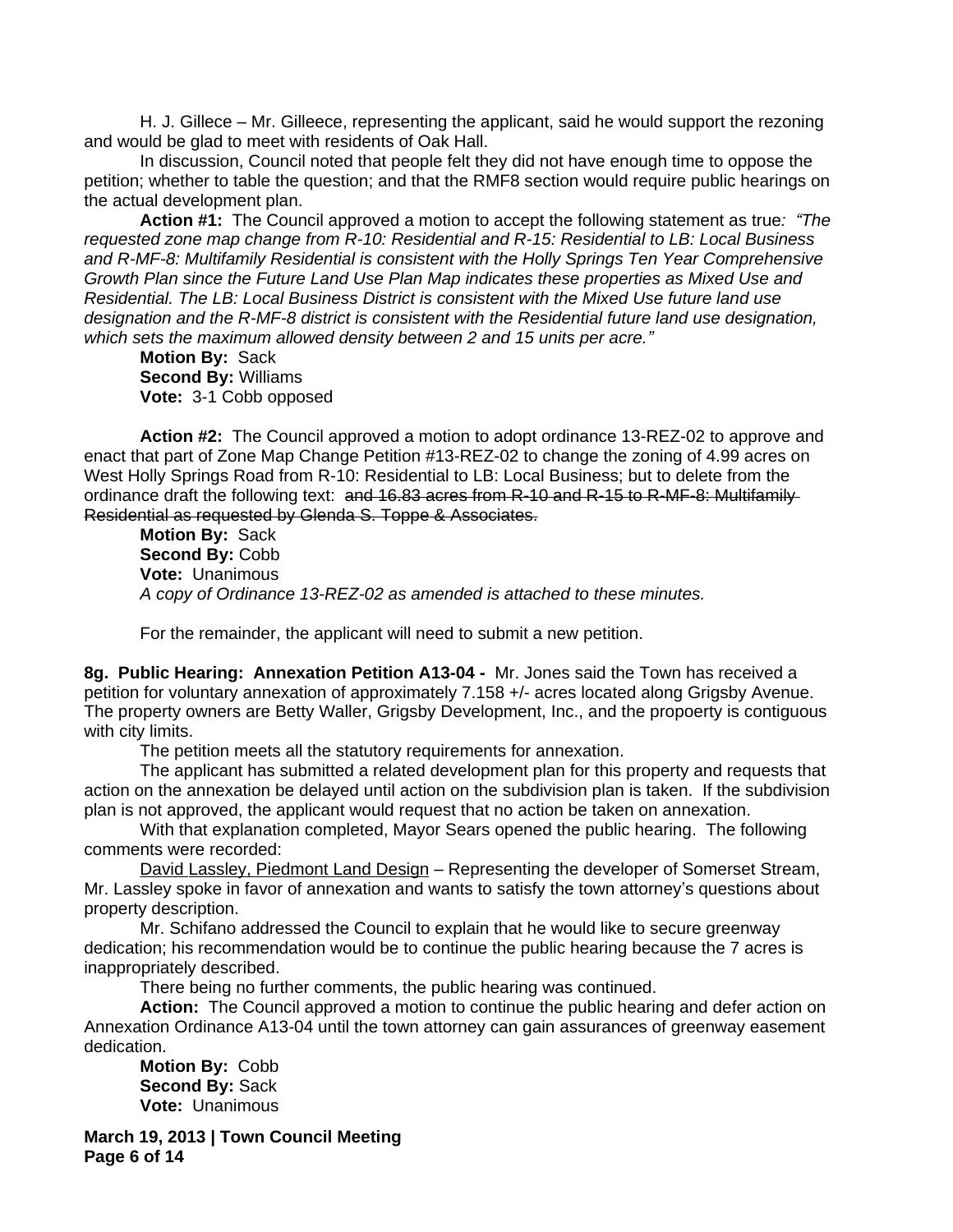H. J. Gillece – Mr. Gilleece, representing the applicant, said he would support the rezoning and would be glad to meet with residents of Oak Hall.

In discussion, Council noted that people felt they did not have enough time to oppose the petition; whether to table the question; and that the RMF8 section would require public hearings on the actual development plan.

**Action #1:** The Council approved a motion to accept the following statement as true*: "The requested zone map change from R-10: Residential and R-15: Residential to LB: Local Business and R-MF-8: Multifamily Residential is consistent with the Holly Springs Ten Year Comprehensive Growth Plan since the Future Land Use Plan Map indicates these properties as Mixed Use and Residential. The LB: Local Business District is consistent with the Mixed Use future land use designation and the R-MF-8 district is consistent with the Residential future land use designation, which sets the maximum allowed density between 2 and 15 units per acre."*

**Motion By:** Sack
**Second By:** Williams
**Vote:** 3-1 Cobb opposed

**Action #2:** The Council approved a motion to adopt ordinance 13-REZ-02 to approve and enact that part of Zone Map Change Petition #13-REZ-02 to change the zoning of 4.99 acres on West Holly Springs Road from R-10: Residential to LB: Local Business; but to delete from the ordinance draft the following text: ~~and 16.83 acres from R-10 and R-15 to R-MF-8: Multifamily Residential as requested by Glenda S. Toppe & Associates.~~

**Motion By:** Sack
**Second By:** Cobb
**Vote:** Unanimous
*A copy of Ordinance 13-REZ-02 as amended is attached to these minutes.*

For the remainder, the applicant will need to submit a new petition.

**8g. Public Hearing: Annexation Petition A13-04 -** Mr. Jones said the Town has received a petition for voluntary annexation of approximately 7.158 +/- acres located along Grigsby Avenue. The property owners are Betty Waller, Grigsby Development, Inc., and the propoerty is contiguous with city limits.

The petition meets all the statutory requirements for annexation.

The applicant has submitted a related development plan for this property and requests that action on the annexation be delayed until action on the subdivision plan is taken. If the subdivision plan is not approved, the applicant would request that no action be taken on annexation.

With that explanation completed, Mayor Sears opened the public hearing. The following comments were recorded:

David Lassley, Piedmont Land Design – Representing the developer of Somerset Stream, Mr. Lassley spoke in favor of annexation and wants to satisfy the town attorney's questions about property description.

Mr. Schifano addressed the Council to explain that he would like to secure greenway dedication; his recommendation would be to continue the public hearing because the 7 acres is inappropriately described.

There being no further comments, the public hearing was continued.

**Action:** The Council approved a motion to continue the public hearing and defer action on Annexation Ordinance A13-04 until the town attorney can gain assurances of greenway easement dedication.

**Motion By:** Cobb
**Second By:** Sack
**Vote:** Unanimous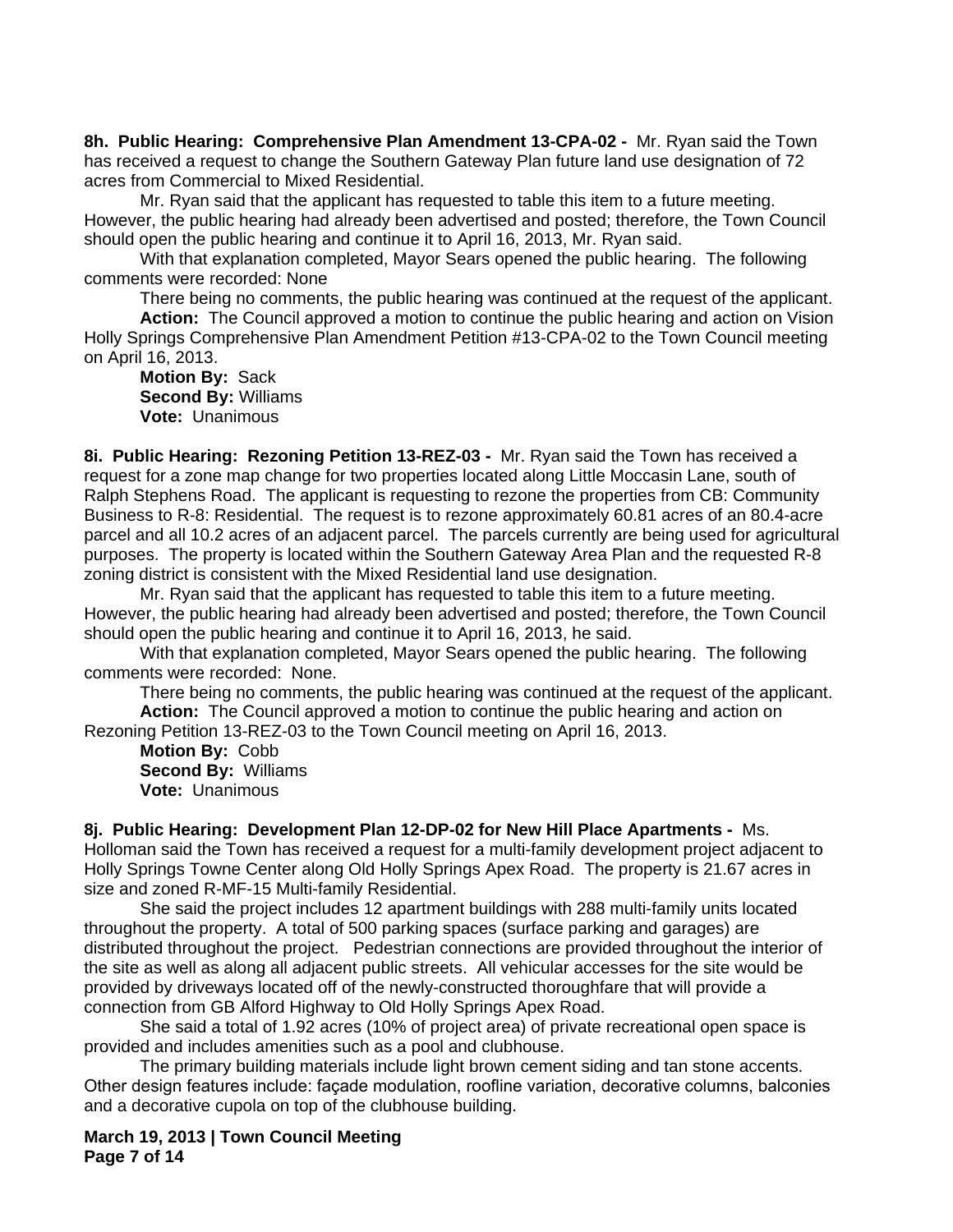**8h. Public Hearing: Comprehensive Plan Amendment 13-CPA-02 -** Mr. Ryan said the Town has received a request to change the Southern Gateway Plan future land use designation of 72 acres from Commercial to Mixed Residential.

Mr. Ryan said that the applicant has requested to table this item to a future meeting. However, the public hearing had already been advertised and posted; therefore, the Town Council should open the public hearing and continue it to April 16, 2013, Mr. Ryan said.

With that explanation completed, Mayor Sears opened the public hearing. The following comments were recorded: None

There being no comments, the public hearing was continued at the request of the applicant.

**Action:** The Council approved a motion to continue the public hearing and action on Vision Holly Springs Comprehensive Plan Amendment Petition #13-CPA-02 to the Town Council meeting on April 16, 2013.

**Motion By:** Sack
**Second By:** Williams
**Vote:** Unanimous

**8i. Public Hearing: Rezoning Petition 13-REZ-03 -** Mr. Ryan said the Town has received a request for a zone map change for two properties located along Little Moccasin Lane, south of Ralph Stephens Road. The applicant is requesting to rezone the properties from CB: Community Business to R-8: Residential. The request is to rezone approximately 60.81 acres of an 80.4-acre parcel and all 10.2 acres of an adjacent parcel. The parcels currently are being used for agricultural purposes. The property is located within the Southern Gateway Area Plan and the requested R-8 zoning district is consistent with the Mixed Residential land use designation.

Mr. Ryan said that the applicant has requested to table this item to a future meeting. However, the public hearing had already been advertised and posted; therefore, the Town Council should open the public hearing and continue it to April 16, 2013, he said.

With that explanation completed, Mayor Sears opened the public hearing. The following comments were recorded: None.

There being no comments, the public hearing was continued at the request of the applicant.

**Action:** The Council approved a motion to continue the public hearing and action on Rezoning Petition 13-REZ-03 to the Town Council meeting on April 16, 2013.

**Motion By:** Cobb
**Second By:** Williams
**Vote:** Unanimous

**8j. Public Hearing: Development Plan 12-DP-02 for New Hill Place Apartments -** Ms. Holloman said the Town has received a request for a multi-family development project adjacent to Holly Springs Towne Center along Old Holly Springs Apex Road. The property is 21.67 acres in size and zoned R-MF-15 Multi-family Residential.

She said the project includes 12 apartment buildings with 288 multi-family units located throughout the property. A total of 500 parking spaces (surface parking and garages) are distributed throughout the project. Pedestrian connections are provided throughout the interior of the site as well as along all adjacent public streets. All vehicular accesses for the site would be provided by driveways located off of the newly-constructed thoroughfare that will provide a connection from GB Alford Highway to Old Holly Springs Apex Road.

She said a total of 1.92 acres (10% of project area) of private recreational open space is provided and includes amenities such as a pool and clubhouse.

The primary building materials include light brown cement siding and tan stone accents. Other design features include: façade modulation, roofline variation, decorative columns, balconies and a decorative cupola on top of the clubhouse building.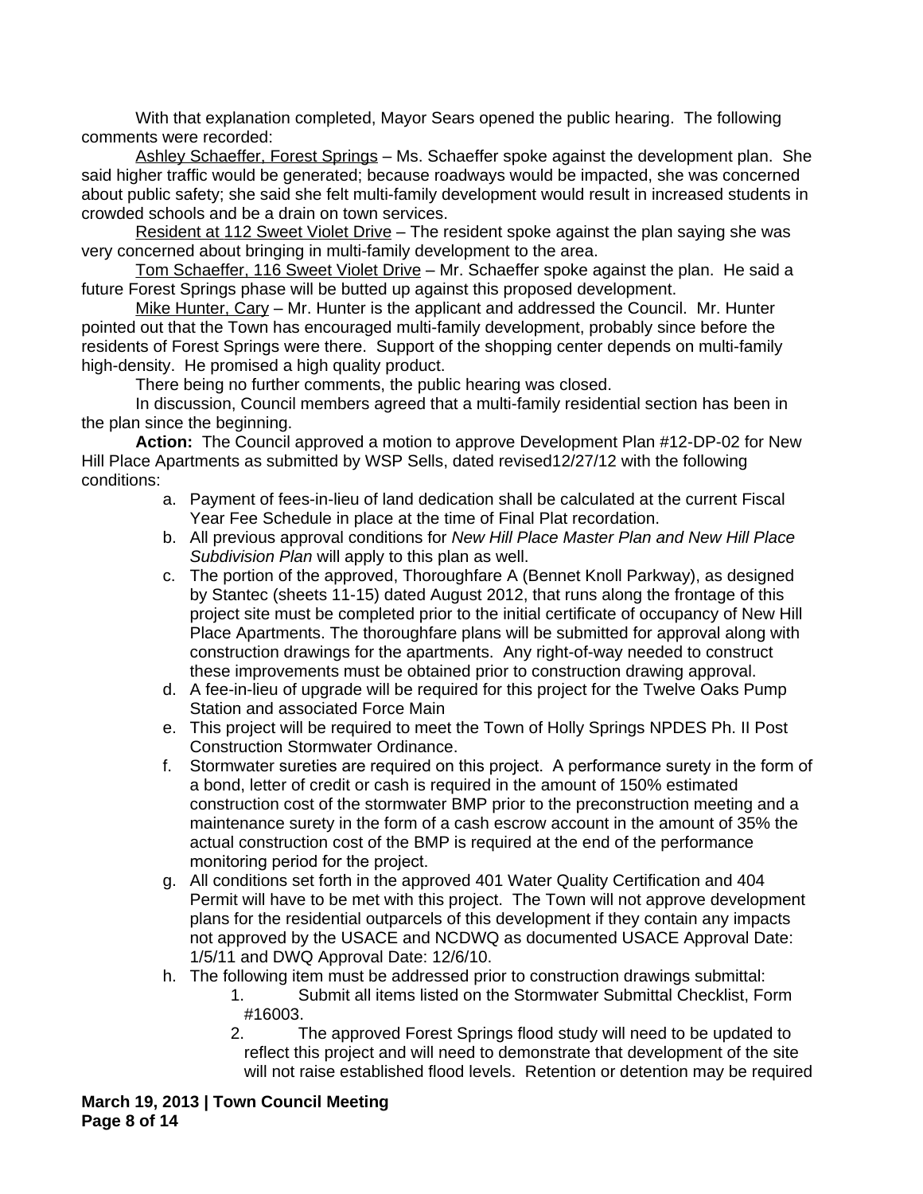With that explanation completed, Mayor Sears opened the public hearing. The following comments were recorded:

<u>Ashley Schaeffer, Forest Springs</u> – Ms. Schaeffer spoke against the development plan. She said higher traffic would be generated; because roadways would be impacted, she was concerned about public safety; she said she felt multi-family development would result in increased students in crowded schools and be a drain on town services.

<u>Resident at 112 Sweet Violet Drive</u> – The resident spoke against the plan saying she was very concerned about bringing in multi-family development to the area.

<u>Tom Schaeffer, 116 Sweet Violet Drive</u> – Mr. Schaeffer spoke against the plan. He said a future Forest Springs phase will be butted up against this proposed development.

<u>Mike Hunter, Cary</u> – Mr. Hunter is the applicant and addressed the Council. Mr. Hunter pointed out that the Town has encouraged multi-family development, probably since before the residents of Forest Springs were there. Support of the shopping center depends on multi-family high-density. He promised a high quality product.

There being no further comments, the public hearing was closed.

In discussion, Council members agreed that a multi-family residential section has been in the plan since the beginning.

**Action:** The Council approved a motion to approve Development Plan #12-DP-02 for New Hill Place Apartments as submitted by WSP Sells, dated revised12/27/12 with the following conditions:

a. Payment of fees-in-lieu of land dedication shall be calculated at the current Fiscal Year Fee Schedule in place at the time of Final Plat recordation.
b. All previous approval conditions for *New Hill Place Master Plan and New Hill Place Subdivision Plan* will apply to this plan as well.
c. The portion of the approved, Thoroughfare A (Bennet Knoll Parkway), as designed by Stantec (sheets 11-15) dated August 2012, that runs along the frontage of this project site must be completed prior to the initial certificate of occupancy of New Hill Place Apartments. The thoroughfare plans will be submitted for approval along with construction drawings for the apartments. Any right-of-way needed to construct these improvements must be obtained prior to construction drawing approval.
d. A fee-in-lieu of upgrade will be required for this project for the Twelve Oaks Pump Station and associated Force Main
e. This project will be required to meet the Town of Holly Springs NPDES Ph. II Post Construction Stormwater Ordinance.
f. Stormwater sureties are required on this project. A performance surety in the form of a bond, letter of credit or cash is required in the amount of 150% estimated construction cost of the stormwater BMP prior to the preconstruction meeting and a maintenance surety in the form of a cash escrow account in the amount of 35% the actual construction cost of the BMP is required at the end of the performance monitoring period for the project.
g. All conditions set forth in the approved 401 Water Quality Certification and 404 Permit will have to be met with this project. The Town will not approve development plans for the residential outparcels of this development if they contain any impacts not approved by the USACE and NCDWQ as documented USACE Approval Date: 1/5/11 and DWQ Approval Date: 12/6/10.
h. The following item must be addressed prior to construction drawings submittal:
    1. Submit all items listed on the Stormwater Submittal Checklist, Form #16003.
    2. The approved Forest Springs flood study will need to be updated to reflect this project and will need to demonstrate that development of the site will not raise established flood levels. Retention or detention may be required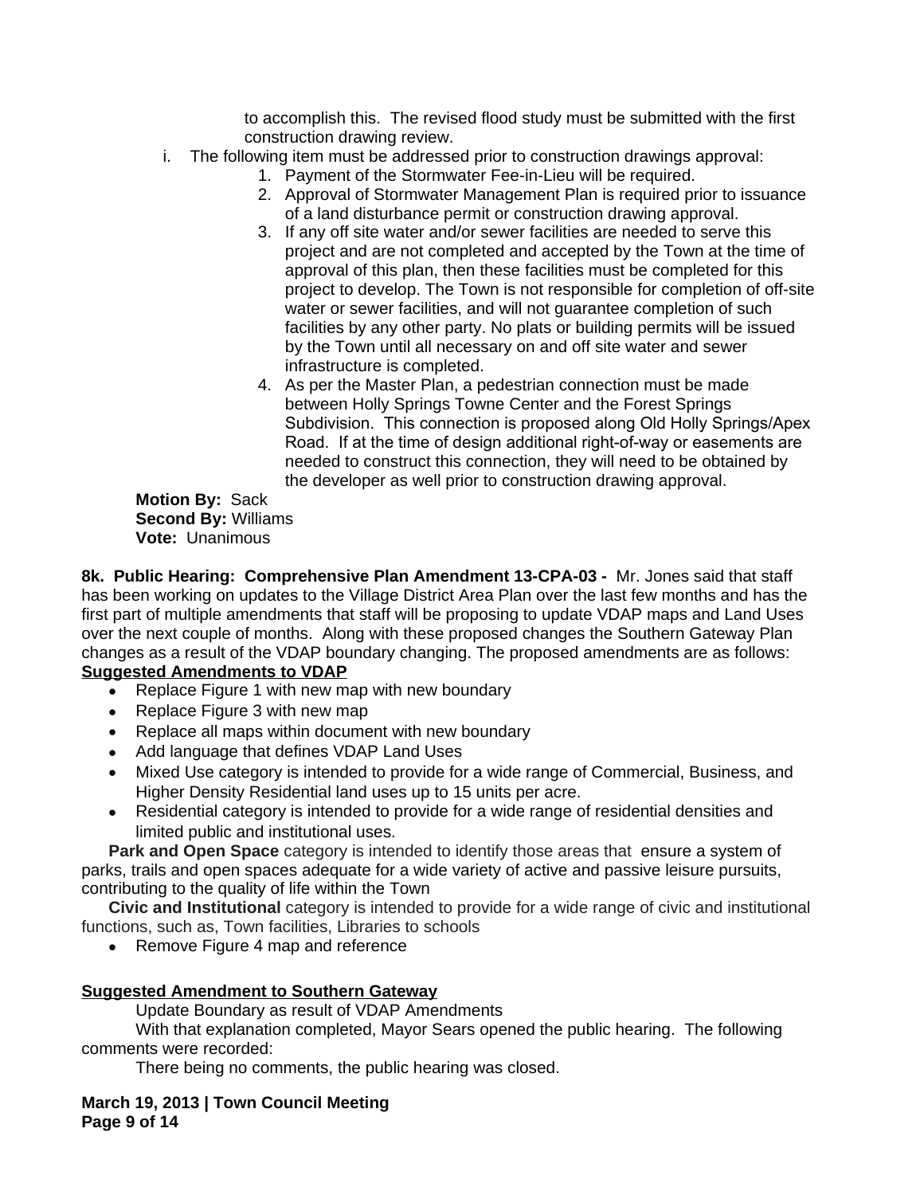to accomplish this. The revised flood study must be submitted with the first construction drawing review.

i. The following item must be addressed prior to construction drawings approval:
   1. Payment of the Stormwater Fee-in-Lieu will be required.
   2. Approval of Stormwater Management Plan is required prior to issuance of a land disturbance permit or construction drawing approval.
   3. If any off site water and/or sewer facilities are needed to serve this project and are not completed and accepted by the Town at the time of approval of this plan, then these facilities must be completed for this project to develop. The Town is not responsible for completion of off-site water or sewer facilities, and will not guarantee completion of such facilities by any other party. No plats or building permits will be issued by the Town until all necessary on and off site water and sewer infrastructure is completed.
   4. As per the Master Plan, a pedestrian connection must be made between Holly Springs Towne Center and the Forest Springs Subdivision. This connection is proposed along Old Holly Springs/Apex Road. If at the time of design additional right-of-way or easements are needed to construct this connection, they will need to be obtained by the developer as well prior to construction drawing approval.

**Motion By:** Sack
**Second By:** Williams
**Vote:** Unanimous

**8k. Public Hearing: Comprehensive Plan Amendment 13-CPA-03 -** Mr. Jones said that staff has been working on updates to the Village District Area Plan over the last few months and has the first part of multiple amendments that staff will be proposing to update VDAP maps and Land Uses over the next couple of months. Along with these proposed changes the Southern Gateway Plan changes as a result of the VDAP boundary changing. The proposed amendments are as follows:

**Suggested Amendments to VDAP**

- Replace Figure 1 with new map with new boundary
- Replace Figure 3 with new map
- Replace all maps within document with new boundary
- Add language that defines VDAP Land Uses
- Mixed Use category is intended to provide for a wide range of Commercial, Business, and Higher Density Residential land uses up to 15 units per acre.
- Residential category is intended to provide for a wide range of residential densities and limited public and institutional uses.

**Park and Open Space** category is intended to identify those areas that ensure a system of parks, trails and open spaces adequate for a wide variety of active and passive leisure pursuits, contributing to the quality of life within the Town

**Civic and Institutional** category is intended to provide for a wide range of civic and institutional functions, such as, Town facilities, Libraries to schools

- Remove Figure 4 map and reference

**Suggested Amendment to Southern Gateway**

Update Boundary as result of VDAP Amendments

With that explanation completed, Mayor Sears opened the public hearing. The following comments were recorded:

There being no comments, the public hearing was closed.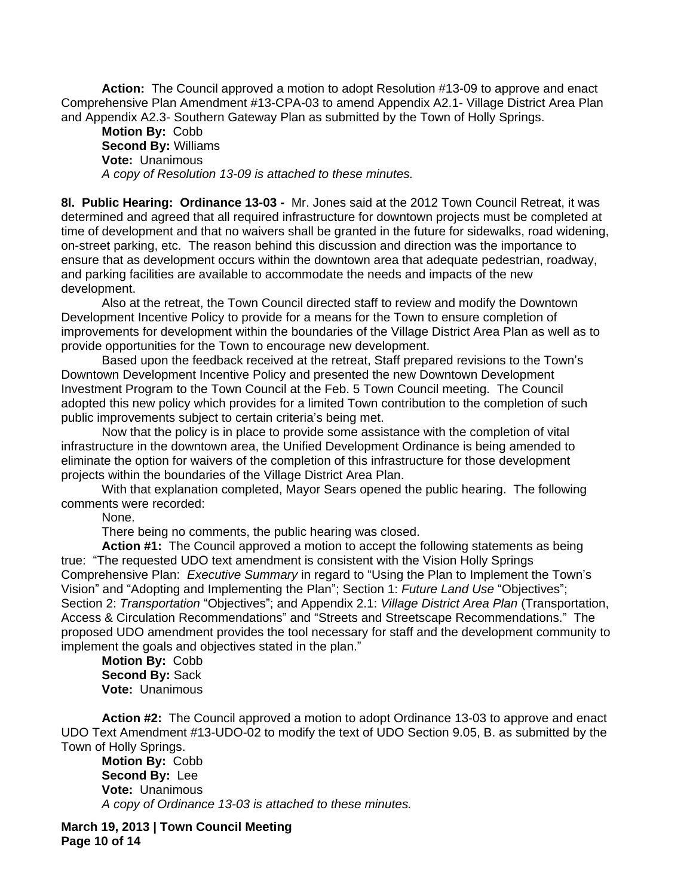**Action:** The Council approved a motion to adopt Resolution #13-09 to approve and enact Comprehensive Plan Amendment #13-CPA-03 to amend Appendix A2.1- Village District Area Plan and Appendix A2.3- Southern Gateway Plan as submitted by the Town of Holly Springs.

**Motion By:** Cobb
**Second By:** Williams
**Vote:** Unanimous
*A copy of Resolution 13-09 is attached to these minutes.*

**8l. Public Hearing: Ordinance 13-03 -** Mr. Jones said at the 2012 Town Council Retreat, it was determined and agreed that all required infrastructure for downtown projects must be completed at time of development and that no waivers shall be granted in the future for sidewalks, road widening, on-street parking, etc. The reason behind this discussion and direction was the importance to ensure that as development occurs within the downtown area that adequate pedestrian, roadway, and parking facilities are available to accommodate the needs and impacts of the new development.

Also at the retreat, the Town Council directed staff to review and modify the Downtown Development Incentive Policy to provide for a means for the Town to ensure completion of improvements for development within the boundaries of the Village District Area Plan as well as to provide opportunities for the Town to encourage new development.

Based upon the feedback received at the retreat, Staff prepared revisions to the Town's Downtown Development Incentive Policy and presented the new Downtown Development Investment Program to the Town Council at the Feb. 5 Town Council meeting. The Council adopted this new policy which provides for a limited Town contribution to the completion of such public improvements subject to certain criteria's being met.

Now that the policy is in place to provide some assistance with the completion of vital infrastructure in the downtown area, the Unified Development Ordinance is being amended to eliminate the option for waivers of the completion of this infrastructure for those development projects within the boundaries of the Village District Area Plan.

With that explanation completed, Mayor Sears opened the public hearing. The following comments were recorded:

None.

There being no comments, the public hearing was closed.

**Action #1:** The Council approved a motion to accept the following statements as being true: "The requested UDO text amendment is consistent with the Vision Holly Springs Comprehensive Plan: *Executive Summary* in regard to "Using the Plan to Implement the Town's Vision" and "Adopting and Implementing the Plan"; Section 1: *Future Land Use* "Objectives"; Section 2: *Transportation* "Objectives"; and Appendix 2.1: *Village District Area Plan* (Transportation, Access & Circulation Recommendations" and "Streets and Streetscape Recommendations." The proposed UDO amendment provides the tool necessary for staff and the development community to implement the goals and objectives stated in the plan."

**Motion By:** Cobb
**Second By:** Sack
**Vote:** Unanimous

**Action #2:** The Council approved a motion to adopt Ordinance 13-03 to approve and enact UDO Text Amendment #13-UDO-02 to modify the text of UDO Section 9.05, B. as submitted by the Town of Holly Springs.

**Motion By:** Cobb
**Second By:** Lee
**Vote:** Unanimous
*A copy of Ordinance 13-03 is attached to these minutes.*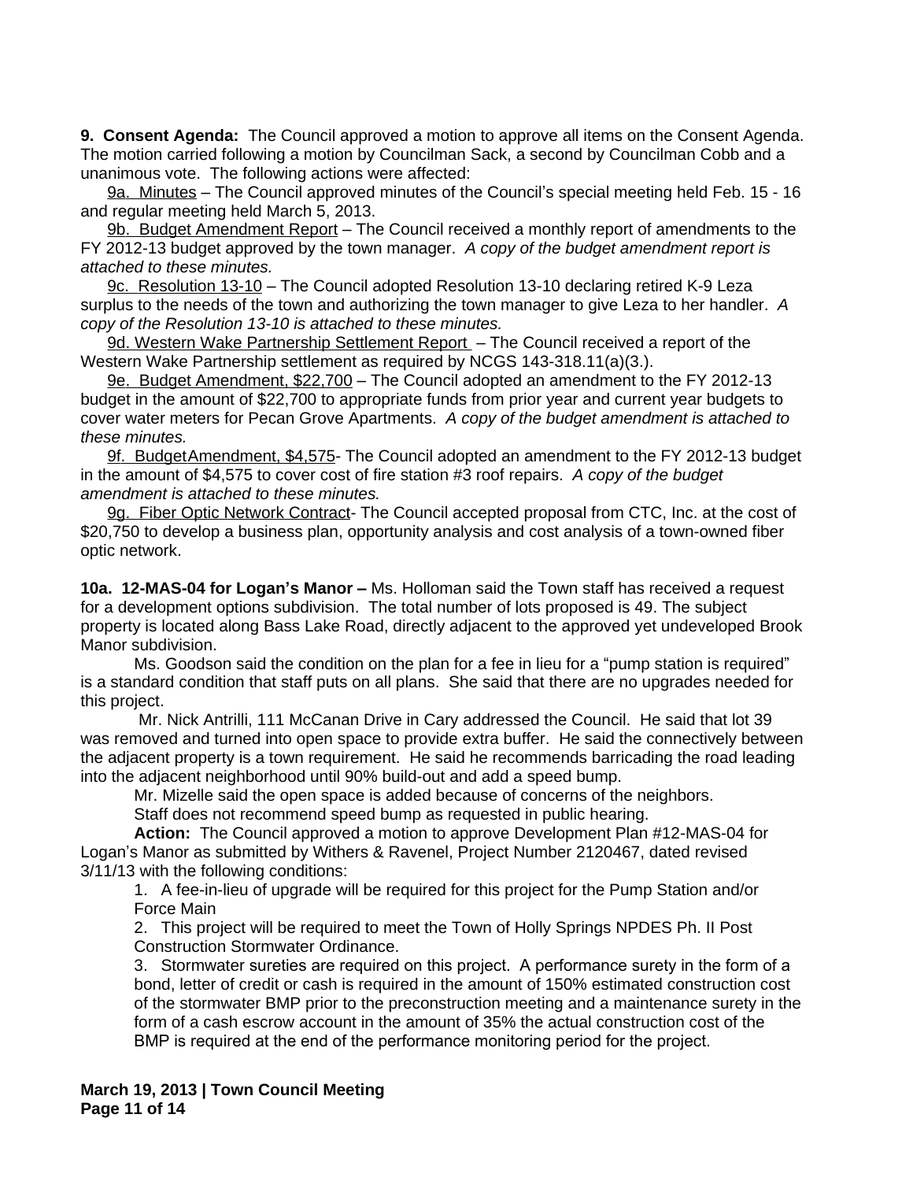**9. Consent Agenda:** The Council approved a motion to approve all items on the Consent Agenda. The motion carried following a motion by Councilman Sack, a second by Councilman Cobb and a unanimous vote. The following actions were affected:

9a. Minutes – The Council approved minutes of the Council's special meeting held Feb. 15 - 16 and regular meeting held March 5, 2013.

9b. Budget Amendment Report – The Council received a monthly report of amendments to the FY 2012-13 budget approved by the town manager. *A copy of the budget amendment report is attached to these minutes.*

9c. Resolution 13-10 – The Council adopted Resolution 13-10 declaring retired K-9 Leza surplus to the needs of the town and authorizing the town manager to give Leza to her handler. *A copy of the Resolution 13-10 is attached to these minutes.*

9d. Western Wake Partnership Settlement Report – The Council received a report of the Western Wake Partnership settlement as required by NCGS 143-318.11(a)(3.).

9e. Budget Amendment, $22,700 – The Council adopted an amendment to the FY 2012-13 budget in the amount of $22,700 to appropriate funds from prior year and current year budgets to cover water meters for Pecan Grove Apartments. *A copy of the budget amendment is attached to these minutes.*

9f. BudgetAmendment, $4,575- The Council adopted an amendment to the FY 2012-13 budget in the amount of $4,575 to cover cost of fire station #3 roof repairs. *A copy of the budget amendment is attached to these minutes.*

9g. Fiber Optic Network Contract- The Council accepted proposal from CTC, Inc. at the cost of $20,750 to develop a business plan, opportunity analysis and cost analysis of a town-owned fiber optic network.

**10a. 12-MAS-04 for Logan's Manor –** Ms. Holloman said the Town staff has received a request for a development options subdivision. The total number of lots proposed is 49. The subject property is located along Bass Lake Road, directly adjacent to the approved yet undeveloped Brook Manor subdivision.

Ms. Goodson said the condition on the plan for a fee in lieu for a "pump station is required" is a standard condition that staff puts on all plans. She said that there are no upgrades needed for this project.

Mr. Nick Antrilli, 111 McCanan Drive in Cary addressed the Council. He said that lot 39 was removed and turned into open space to provide extra buffer. He said the connectively between the adjacent property is a town requirement. He said he recommends barricading the road leading into the adjacent neighborhood until 90% build-out and add a speed bump.

Mr. Mizelle said the open space is added because of concerns of the neighbors.

Staff does not recommend speed bump as requested in public hearing.

**Action:** The Council approved a motion to approve Development Plan #12-MAS-04 for Logan's Manor as submitted by Withers & Ravenel, Project Number 2120467, dated revised 3/11/13 with the following conditions:

1. A fee-in-lieu of upgrade will be required for this project for the Pump Station and/or Force Main
2. This project will be required to meet the Town of Holly Springs NPDES Ph. II Post Construction Stormwater Ordinance.
3. Stormwater sureties are required on this project. A performance surety in the form of a bond, letter of credit or cash is required in the amount of 150% estimated construction cost of the stormwater BMP prior to the preconstruction meeting and a maintenance surety in the form of a cash escrow account in the amount of 35% the actual construction cost of the BMP is required at the end of the performance monitoring period for the project.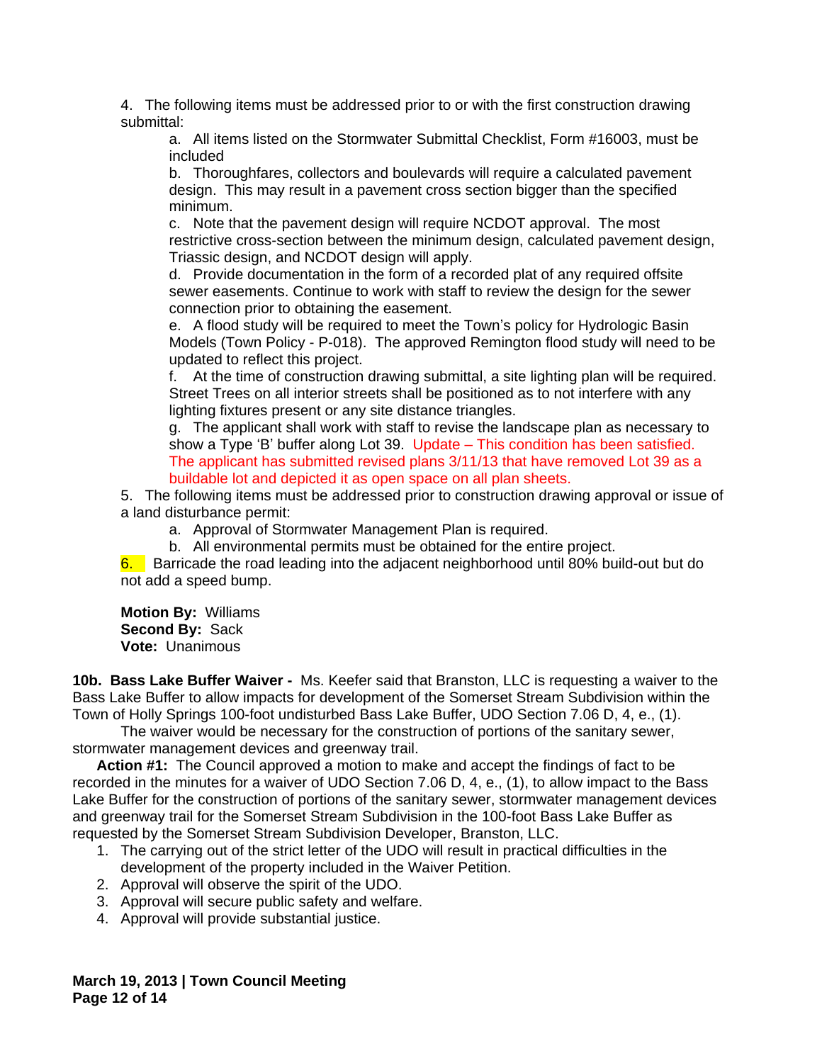4. The following items must be addressed prior to or with the first construction drawing submittal:

   a. All items listed on the Stormwater Submittal Checklist, Form #16003, must be included

   b. Thoroughfares, collectors and boulevards will require a calculated pavement design. This may result in a pavement cross section bigger than the specified minimum.

   c. Note that the pavement design will require NCDOT approval. The most restrictive cross-section between the minimum design, calculated pavement design, Triassic design, and NCDOT design will apply.

   d. Provide documentation in the form of a recorded plat of any required offsite sewer easements. Continue to work with staff to review the design for the sewer connection prior to obtaining the easement.

   e. A flood study will be required to meet the Town's policy for Hydrologic Basin Models (Town Policy - P-018). The approved Remington flood study will need to be updated to reflect this project.

   f. At the time of construction drawing submittal, a site lighting plan will be required. Street Trees on all interior streets shall be positioned as to not interfere with any lighting fixtures present or any site distance triangles.

   g. The applicant shall work with staff to revise the landscape plan as necessary to show a Type 'B' buffer along Lot 39. Update – This condition has been satisfied. The applicant has submitted revised plans 3/11/13 that have removed Lot 39 as a buildable lot and depicted it as open space on all plan sheets.

5. The following items must be addressed prior to construction drawing approval or issue of a land disturbance permit:

   a. Approval of Stormwater Management Plan is required.

   b. All environmental permits must be obtained for the entire project.

6. Barricade the road leading into the adjacent neighborhood until 80% build-out but do not add a speed bump.

**Motion By:** Williams
**Second By:** Sack
**Vote:** Unanimous

**10b. Bass Lake Buffer Waiver -** Ms. Keefer said that Branston, LLC is requesting a waiver to the Bass Lake Buffer to allow impacts for development of the Somerset Stream Subdivision within the Town of Holly Springs 100-foot undisturbed Bass Lake Buffer, UDO Section 7.06 D, 4, e., (1).

The waiver would be necessary for the construction of portions of the sanitary sewer, stormwater management devices and greenway trail.

**Action #1:** The Council approved a motion to make and accept the findings of fact to be recorded in the minutes for a waiver of UDO Section 7.06 D, 4, e., (1), to allow impact to the Bass Lake Buffer for the construction of portions of the sanitary sewer, stormwater management devices and greenway trail for the Somerset Stream Subdivision in the 100-foot Bass Lake Buffer as requested by the Somerset Stream Subdivision Developer, Branston, LLC.

1. The carrying out of the strict letter of the UDO will result in practical difficulties in the development of the property included in the Waiver Petition.
2. Approval will observe the spirit of the UDO.
3. Approval will secure public safety and welfare.
4. Approval will provide substantial justice.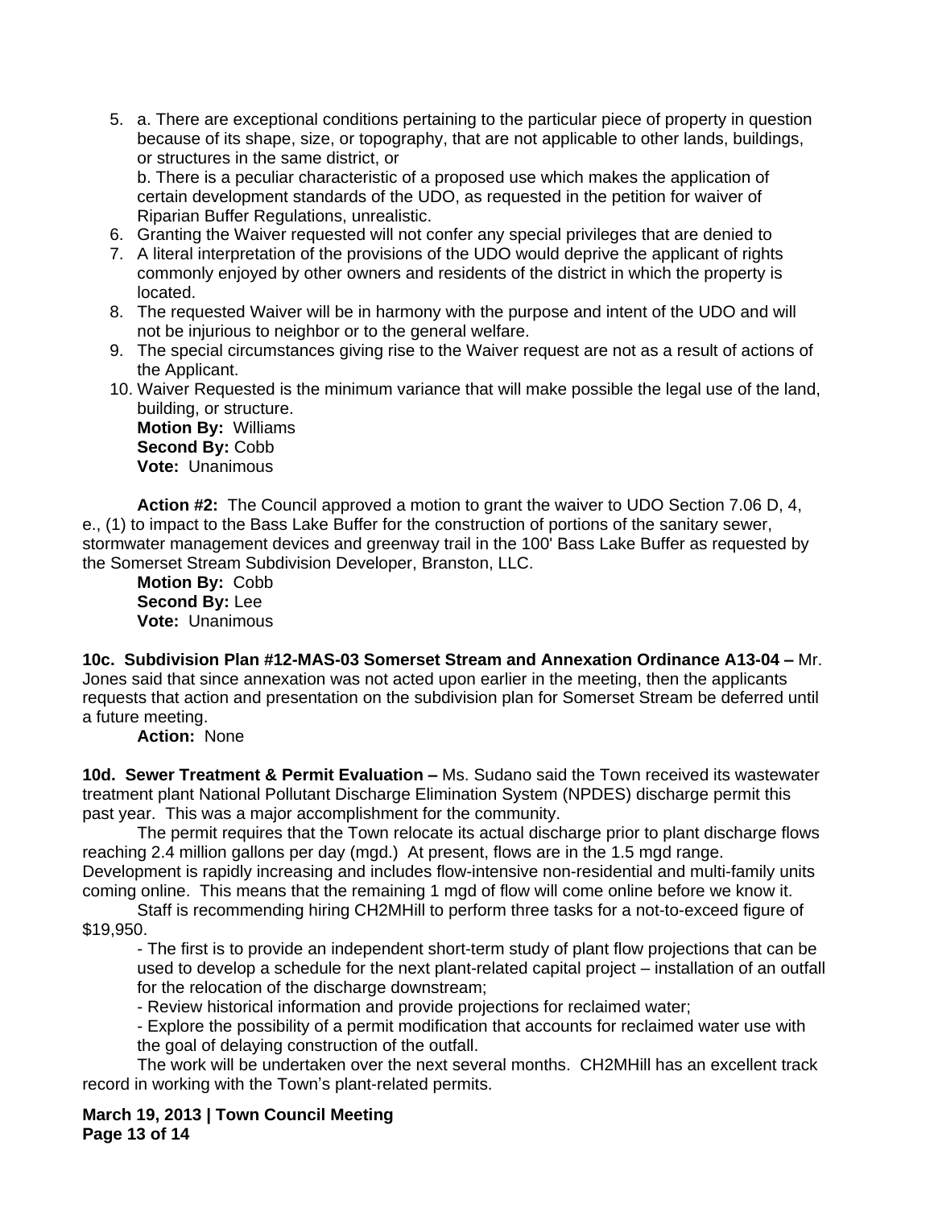5. a. There are exceptional conditions pertaining to the particular piece of property in question because of its shape, size, or topography, that are not applicable to other lands, buildings, or structures in the same district, or
   b. There is a peculiar characteristic of a proposed use which makes the application of certain development standards of the UDO, as requested in the petition for waiver of Riparian Buffer Regulations, unrealistic.
6. Granting the Waiver requested will not confer any special privileges that are denied to
7. A literal interpretation of the provisions of the UDO would deprive the applicant of rights commonly enjoyed by other owners and residents of the district in which the property is located.
8. The requested Waiver will be in harmony with the purpose and intent of the UDO and will not be injurious to neighbor or to the general welfare.
9. The special circumstances giving rise to the Waiver request are not as a result of actions of the Applicant.
10. Waiver Requested is the minimum variance that will make possible the legal use of the land, building, or structure.
    **Motion By:** Williams
    **Second By:** Cobb
    **Vote:** Unanimous

**Action #2:** The Council approved a motion to grant the waiver to UDO Section 7.06 D, 4, e., (1) to impact to the Bass Lake Buffer for the construction of portions of the sanitary sewer, stormwater management devices and greenway trail in the 100' Bass Lake Buffer as requested by the Somerset Stream Subdivision Developer, Branston, LLC.

**Motion By:** Cobb
**Second By:** Lee
**Vote:** Unanimous

**10c. Subdivision Plan #12-MAS-03 Somerset Stream and Annexation Ordinance A13-04 –** Mr. Jones said that since annexation was not acted upon earlier in the meeting, then the applicants requests that action and presentation on the subdivision plan for Somerset Stream be deferred until a future meeting.

**Action:** None

**10d. Sewer Treatment & Permit Evaluation –** Ms. Sudano said the Town received its wastewater treatment plant National Pollutant Discharge Elimination System (NPDES) discharge permit this past year. This was a major accomplishment for the community.

The permit requires that the Town relocate its actual discharge prior to plant discharge flows reaching 2.4 million gallons per day (mgd.) At present, flows are in the 1.5 mgd range. Development is rapidly increasing and includes flow-intensive non-residential and multi-family units coming online. This means that the remaining 1 mgd of flow will come online before we know it.

Staff is recommending hiring CH2MHill to perform three tasks for a not-to-exceed figure of $19,950.

- The first is to provide an independent short-term study of plant flow projections that can be used to develop a schedule for the next plant-related capital project – installation of an outfall for the relocation of the discharge downstream;
- Review historical information and provide projections for reclaimed water;
- Explore the possibility of a permit modification that accounts for reclaimed water use with the goal of delaying construction of the outfall.

The work will be undertaken over the next several months. CH2MHill has an excellent track record in working with the Town's plant-related permits.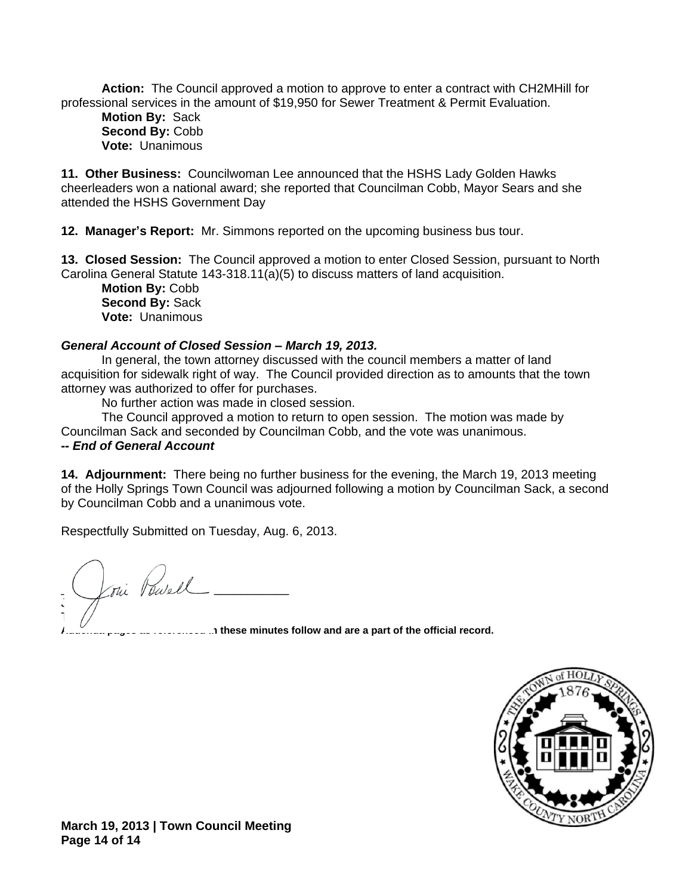**Action:** The Council approved a motion to approve to enter a contract with CH2MHill for professional services in the amount of $19,950 for Sewer Treatment & Permit Evaluation.

**Motion By:** Sack
**Second By:** Cobb
**Vote:** Unanimous

**11. Other Business:** Councilwoman Lee announced that the HSHS Lady Golden Hawks cheerleaders won a national award; she reported that Councilman Cobb, Mayor Sears and she attended the HSHS Government Day

**12. Manager's Report:** Mr. Simmons reported on the upcoming business bus tour.

**13. Closed Session:** The Council approved a motion to enter Closed Session, pursuant to North Carolina General Statute 143-318.11(a)(5) to discuss matters of land acquisition.

**Motion By:** Cobb
**Second By:** Sack
**Vote:** Unanimous

***General Account of Closed Session – March 19, 2013.***

In general, the town attorney discussed with the council members a matter of land acquisition for sidewalk right of way. The Council provided direction as to amounts that the town attorney was authorized to offer for purchases.

No further action was made in closed session.

The Council approved a motion to return to open session. The motion was made by Councilman Sack and seconded by Councilman Cobb, and the vote was unanimous.

***-- End of General Account***

**14. Adjournment:** There being no further business for the evening, the March 19, 2013 meeting of the Holly Springs Town Council was adjourned following a motion by Councilman Sack, a second by Councilman Cobb and a unanimous vote.

Respectfully Submitted on Tuesday, Aug. 6, 2013.

Joni Powell _________

**... these minutes follow and are a part of the official record.**